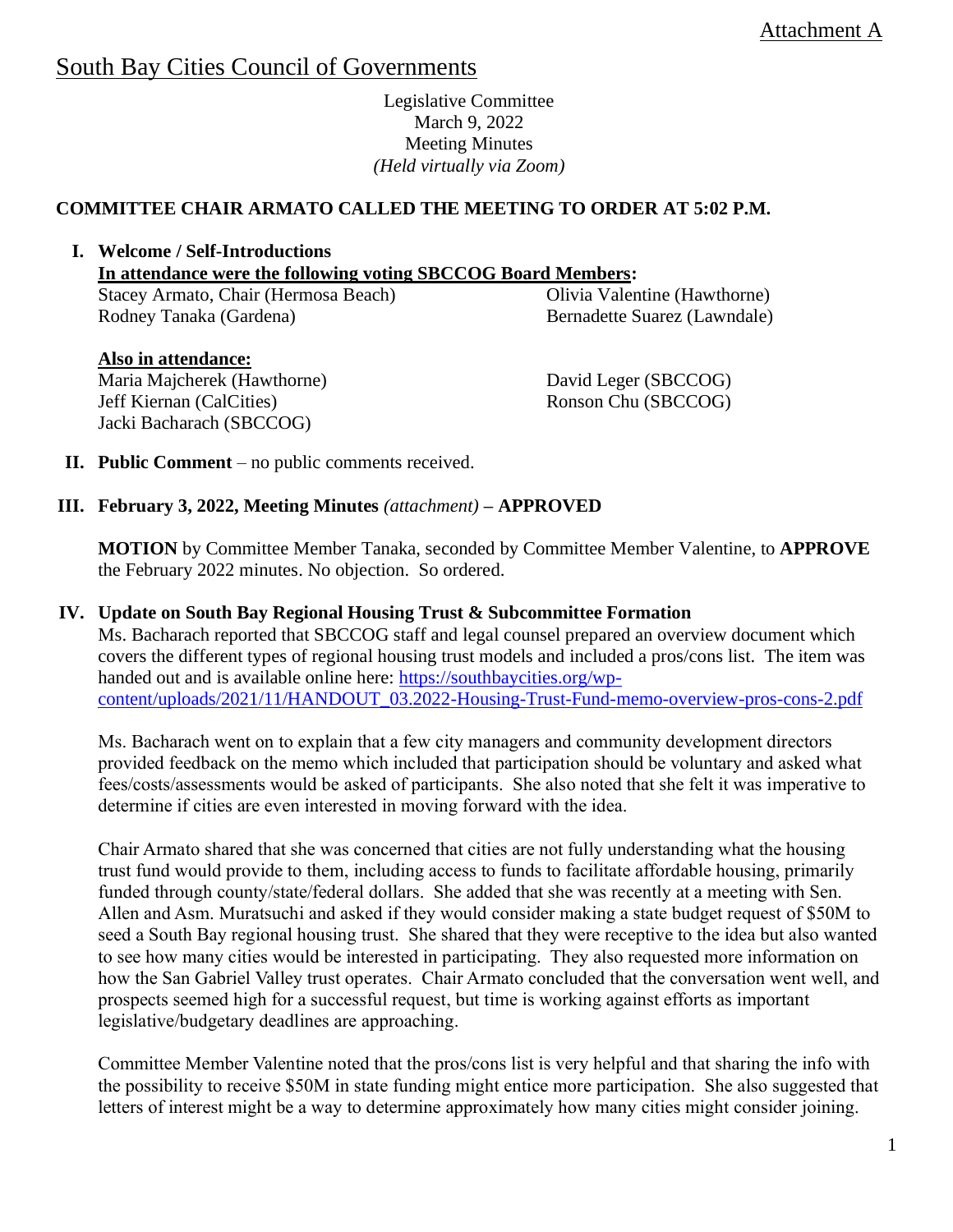Attachment A

# South Bay Cities Council of Governments

Legislative Committee
March 9, 2022
Meeting Minutes
*(Held virtually via Zoom)*

**COMMITTEE CHAIR ARMATO CALLED THE MEETING TO ORDER AT 5:02 P.M.**

## I. Welcome / Self-Introductions

**In attendance were the following voting SBCCOG Board Members:**

Stacey Armato, Chair (Hermosa Beach)
Rodney Tanaka (Gardena)
Olivia Valentine (Hawthorne)
Bernadette Suarez (Lawndale)

**Also in attendance:**

Maria Majcherek (Hawthorne)
Jeff Kiernan (CalCities)
Jacki Bacharach (SBCCOG)
David Leger (SBCCOG)
Ronson Chu (SBCCOG)

## II. Public Comment – no public comments received.

## III. February 3, 2022, Meeting Minutes *(attachment)* – APPROVED

**MOTION** by Committee Member Tanaka, seconded by Committee Member Valentine, to **APPROVE** the February 2022 minutes. No objection. So ordered.

## IV. Update on South Bay Regional Housing Trust & Subcommittee Formation

Ms. Bacharach reported that SBCCOG staff and legal counsel prepared an overview document which covers the different types of regional housing trust models and included a pros/cons list. The item was handed out and is available online here: https://southbaycities.org/wp-content/uploads/2021/11/HANDOUT_03.2022-Housing-Trust-Fund-memo-overview-pros-cons-2.pdf

Ms. Bacharach went on to explain that a few city managers and community development directors provided feedback on the memo which included that participation should be voluntary and asked what fees/costs/assessments would be asked of participants. She also noted that she felt it was imperative to determine if cities are even interested in moving forward with the idea.

Chair Armato shared that she was concerned that cities are not fully understanding what the housing trust fund would provide to them, including access to funds to facilitate affordable housing, primarily funded through county/state/federal dollars. She added that she was recently at a meeting with Sen. Allen and Asm. Muratsuchi and asked if they would consider making a state budget request of $50M to seed a South Bay regional housing trust. She shared that they were receptive to the idea but also wanted to see how many cities would be interested in participating. They also requested more information on how the San Gabriel Valley trust operates. Chair Armato concluded that the conversation went well, and prospects seemed high for a successful request, but time is working against efforts as important legislative/budgetary deadlines are approaching.

Committee Member Valentine noted that the pros/cons list is very helpful and that sharing the info with the possibility to receive $50M in state funding might entice more participation. She also suggested that letters of interest might be a way to determine approximately how many cities might consider joining.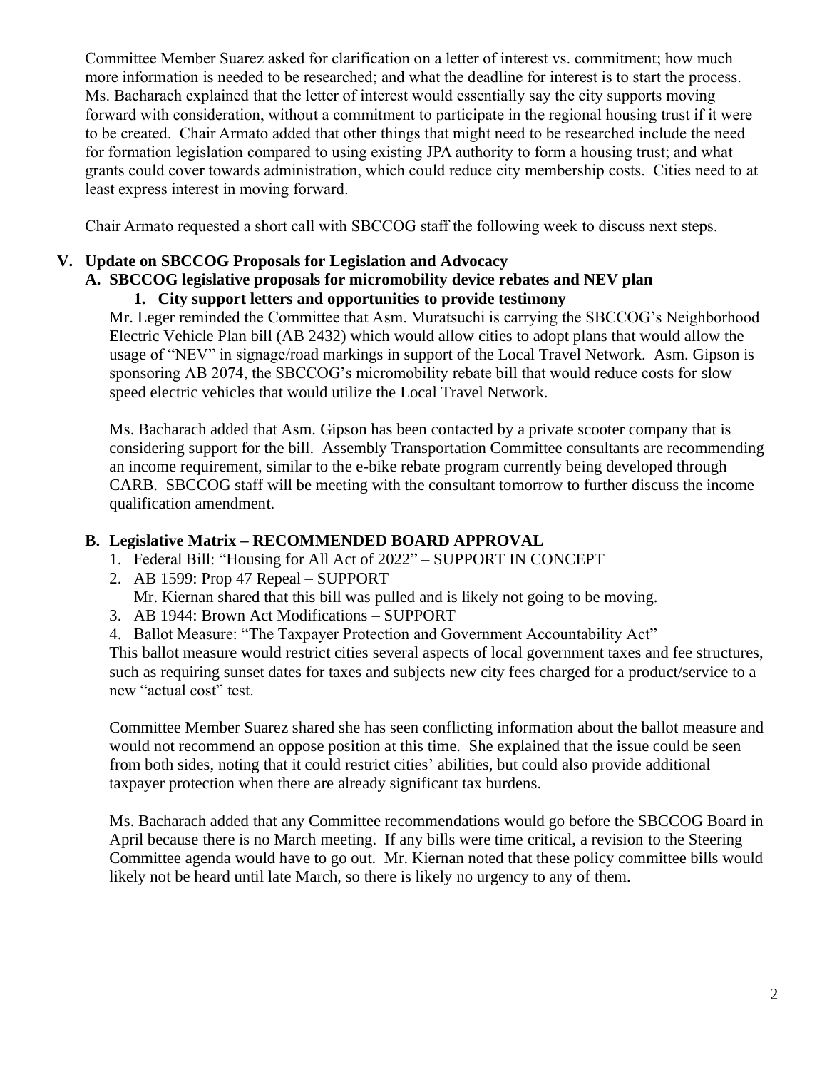Committee Member Suarez asked for clarification on a letter of interest vs. commitment; how much more information is needed to be researched; and what the deadline for interest is to start the process. Ms. Bacharach explained that the letter of interest would essentially say the city supports moving forward with consideration, without a commitment to participate in the regional housing trust if it were to be created. Chair Armato added that other things that might need to be researched include the need for formation legislation compared to using existing JPA authority to form a housing trust; and what grants could cover towards administration, which could reduce city membership costs. Cities need to at least express interest in moving forward.

Chair Armato requested a short call with SBCCOG staff the following week to discuss next steps.

## V. Update on SBCCOG Proposals for Legislation and Advocacy

### A. SBCCOG legislative proposals for micromobility device rebates and NEV plan

#### 1. City support letters and opportunities to provide testimony

Mr. Leger reminded the Committee that Asm. Muratsuchi is carrying the SBCCOG's Neighborhood Electric Vehicle Plan bill (AB 2432) which would allow cities to adopt plans that would allow the usage of "NEV" in signage/road markings in support of the Local Travel Network. Asm. Gipson is sponsoring AB 2074, the SBCCOG's micromobility rebate bill that would reduce costs for slow speed electric vehicles that would utilize the Local Travel Network.

Ms. Bacharach added that Asm. Gipson has been contacted by a private scooter company that is considering support for the bill. Assembly Transportation Committee consultants are recommending an income requirement, similar to the e-bike rebate program currently being developed through CARB. SBCCOG staff will be meeting with the consultant tomorrow to further discuss the income qualification amendment.

### B. Legislative Matrix – RECOMMENDED BOARD APPROVAL

1. Federal Bill: "Housing for All Act of 2022" – SUPPORT IN CONCEPT
2. AB 1599: Prop 47 Repeal – SUPPORT
   Mr. Kiernan shared that this bill was pulled and is likely not going to be moving.
3. AB 1944: Brown Act Modifications – SUPPORT
4. Ballot Measure: "The Taxpayer Protection and Government Accountability Act"

This ballot measure would restrict cities several aspects of local government taxes and fee structures, such as requiring sunset dates for taxes and subjects new city fees charged for a product/service to a new "actual cost" test.

Committee Member Suarez shared she has seen conflicting information about the ballot measure and would not recommend an oppose position at this time. She explained that the issue could be seen from both sides, noting that it could restrict cities' abilities, but could also provide additional taxpayer protection when there are already significant tax burdens.

Ms. Bacharach added that any Committee recommendations would go before the SBCCOG Board in April because there is no March meeting. If any bills were time critical, a revision to the Steering Committee agenda would have to go out. Mr. Kiernan noted that these policy committee bills would likely not be heard until late March, so there is likely no urgency to any of them.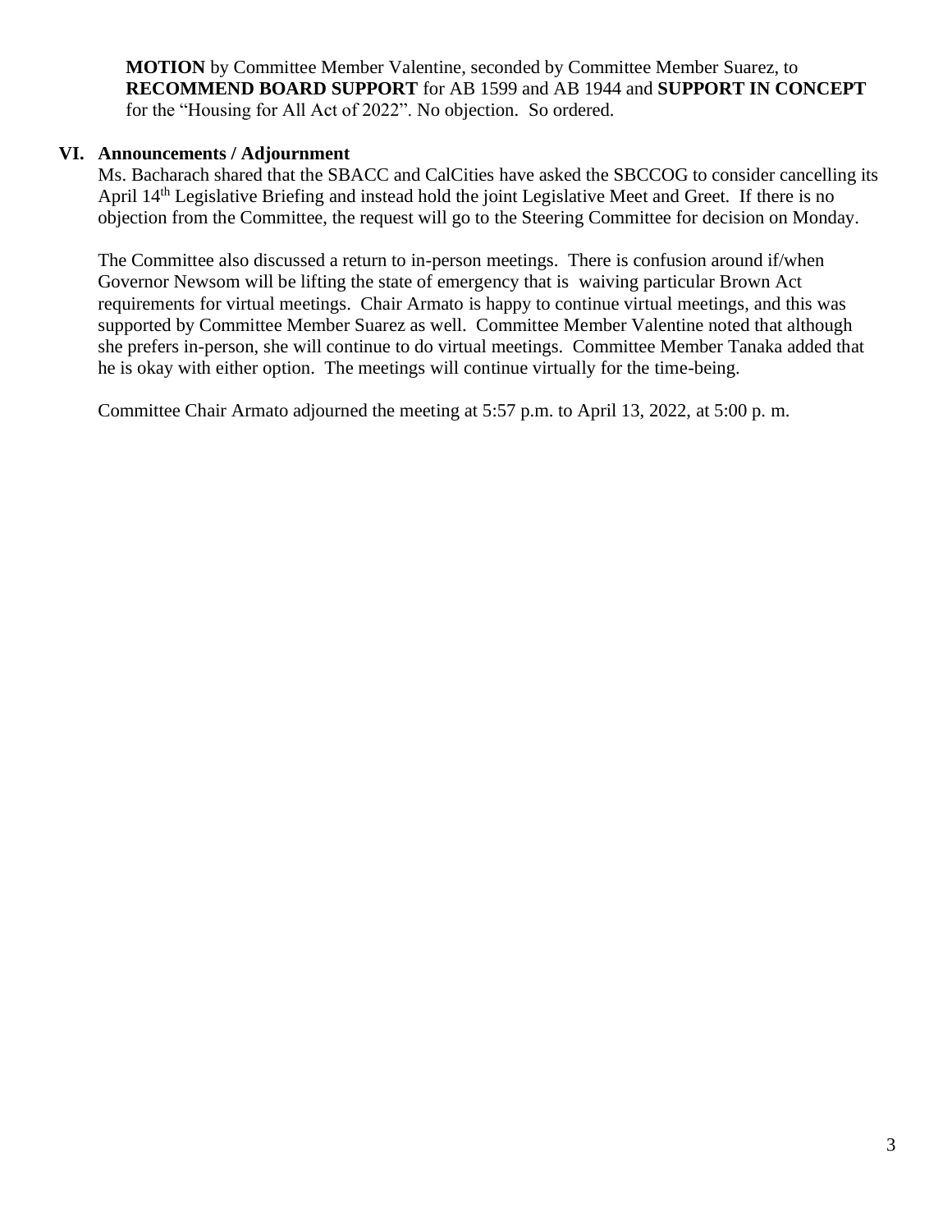**MOTION** by Committee Member Valentine, seconded by Committee Member Suarez, to **RECOMMEND BOARD SUPPORT** for AB 1599 and AB 1944 and **SUPPORT IN CONCEPT** for the "Housing for All Act of 2022". No objection. So ordered.

## VI. Announcements / Adjournment

Ms. Bacharach shared that the SBACC and CalCities have asked the SBCCOG to consider cancelling its April 14th Legislative Briefing and instead hold the joint Legislative Meet and Greet. If there is no objection from the Committee, the request will go to the Steering Committee for decision on Monday.

The Committee also discussed a return to in-person meetings. There is confusion around if/when Governor Newsom will be lifting the state of emergency that is waiving particular Brown Act requirements for virtual meetings. Chair Armato is happy to continue virtual meetings, and this was supported by Committee Member Suarez as well. Committee Member Valentine noted that although she prefers in-person, she will continue to do virtual meetings. Committee Member Tanaka added that he is okay with either option. The meetings will continue virtually for the time-being.

Committee Chair Armato adjourned the meeting at 5:57 p.m. to April 13, 2022, at 5:00 p. m.